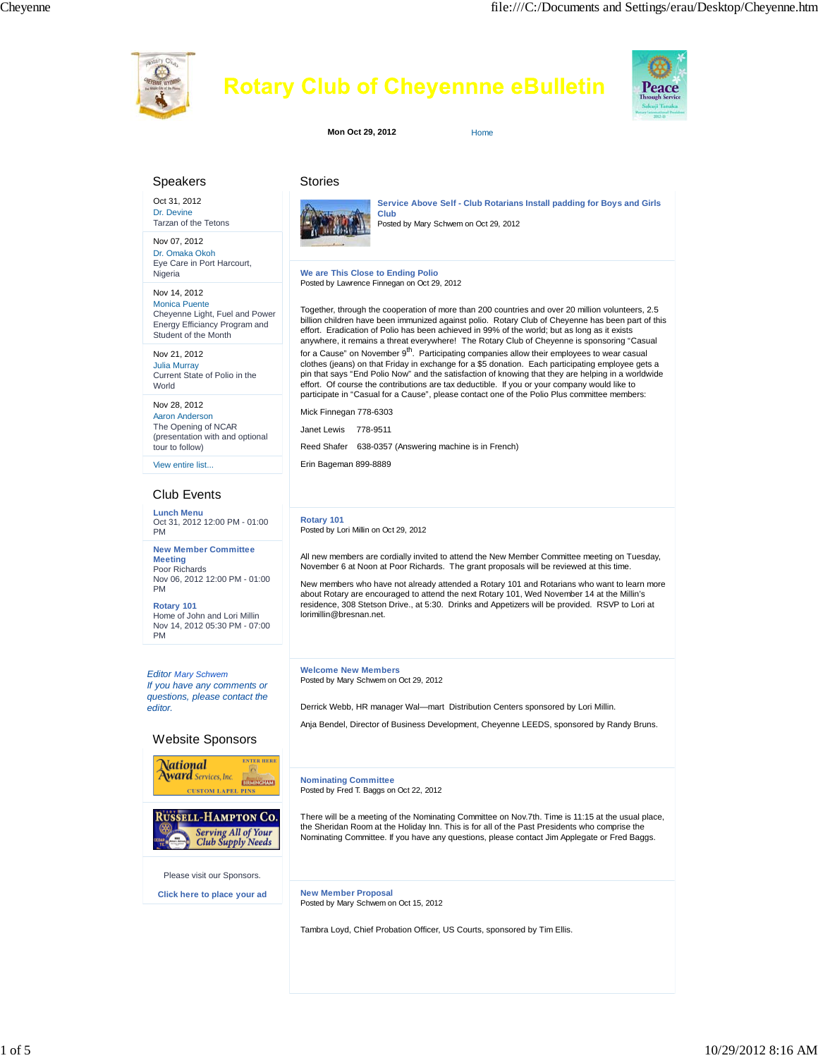# Rotary Club of Cheyenne eBulletin

**Mon Oct 29, 2012** Home

## Speakers

Oct 31, 2012
Dr. Devine
Tarzan of the Tetons

Nov 07, 2012
Dr. Omaka Okoh
Eye Care in Port Harcourt, Nigeria

Nov 14, 2012
Monica Puente
Cheyenne Light, Fuel and Power Energy Efficiancy Program and Student of the Month

Nov 21, 2012
Julia Murray
Current State of Polio in the World

Nov 28, 2012
Aaron Anderson
The Opening of NCAR (presentation with and optional tour to follow)

View entire list...

## Club Events

**Lunch Menu**
Oct 31, 2012 12:00 PM - 01:00 PM

**New Member Committee Meeting**
Poor Richards
Nov 06, 2012 12:00 PM - 01:00 PM

**Rotary 101**
Home of John and Lori Millin
Nov 14, 2012 05:30 PM - 07:00 PM

*Editor Mary Schwem*
*If you have any comments or questions, please contact the editor.*

## Website Sponsors

National Award Services, Inc. — Custom Lapel Pins

Russell-Hampton Co. — Serving All of Your Club Supply Needs

Please visit our Sponsors.

**Click here to place your ad**

## Stories

### Service Above Self - Club Rotarians Install padding for Boys and Girls Club

Posted by Mary Schwem on Oct 29, 2012

### We are This Close to Ending Polio

Posted by Lawrence Finnegan on Oct 29, 2012

Together, through the cooperation of more than 200 countries and over 20 million volunteers, 2.5 billion children have been immunized against polio. Rotary Club of Cheyenne has been part of this effort. Eradication of Polio has been achieved in 99% of the world; but as long as it exists anywhere, it remains a threat everywhere! The Rotary Club of Cheyenne is sponsoring "Casual for a Cause" on November 9th. Participating companies allow their employees to wear casual clothes (jeans) on that Friday in exchange for a $5 donation. Each participating employee gets a pin that says "End Polio Now" and the satisfaction of knowing that they are helping in a worldwide effort. Of course the contributions are tax deductible. If you or your company would like to participate in "Casual for a Cause", please contact one of the Polio Plus committee members:

Mick Finnegan 778-6303

Janet Lewis 778-9511

Reed Shafer 638-0357 (Answering machine is in French)

Erin Bageman 899-8889

### Rotary 101

Posted by Lori Millin on Oct 29, 2012

All new members are cordially invited to attend the New Member Committee meeting on Tuesday, November 6 at Noon at Poor Richards. The grant proposals will be reviewed at this time.

New members who have not already attended a Rotary 101 and Rotarians who want to learn more about Rotary are encouraged to attend the next Rotary 101, Wed November 14 at the Millin's residence, 308 Stetson Drive., at 5:30. Drinks and Appetizers will be provided. RSVP to Lori at lorimillin@bresnan.net.

### Welcome New Members

Posted by Mary Schwem on Oct 29, 2012

Derrick Webb, HR manager Wal—mart Distribution Centers sponsored by Lori Millin.

Anja Bendel, Director of Business Development, Cheyenne LEEDS, sponsored by Randy Bruns.

### Nominating Committee

Posted by Fred T. Baggs on Oct 22, 2012

There will be a meeting of the Nominating Committee on Nov.7th. Time is 11:15 at the usual place, the Sheridan Room at the Holiday Inn. This is for all of the Past Presidents who comprise the Nominating Committee. If you have any questions, please contact Jim Applegate or Fred Baggs.

### New Member Proposal

Posted by Mary Schwem on Oct 15, 2012

Tambra Loyd, Chief Probation Officer, US Courts, sponsored by Tim Ellis.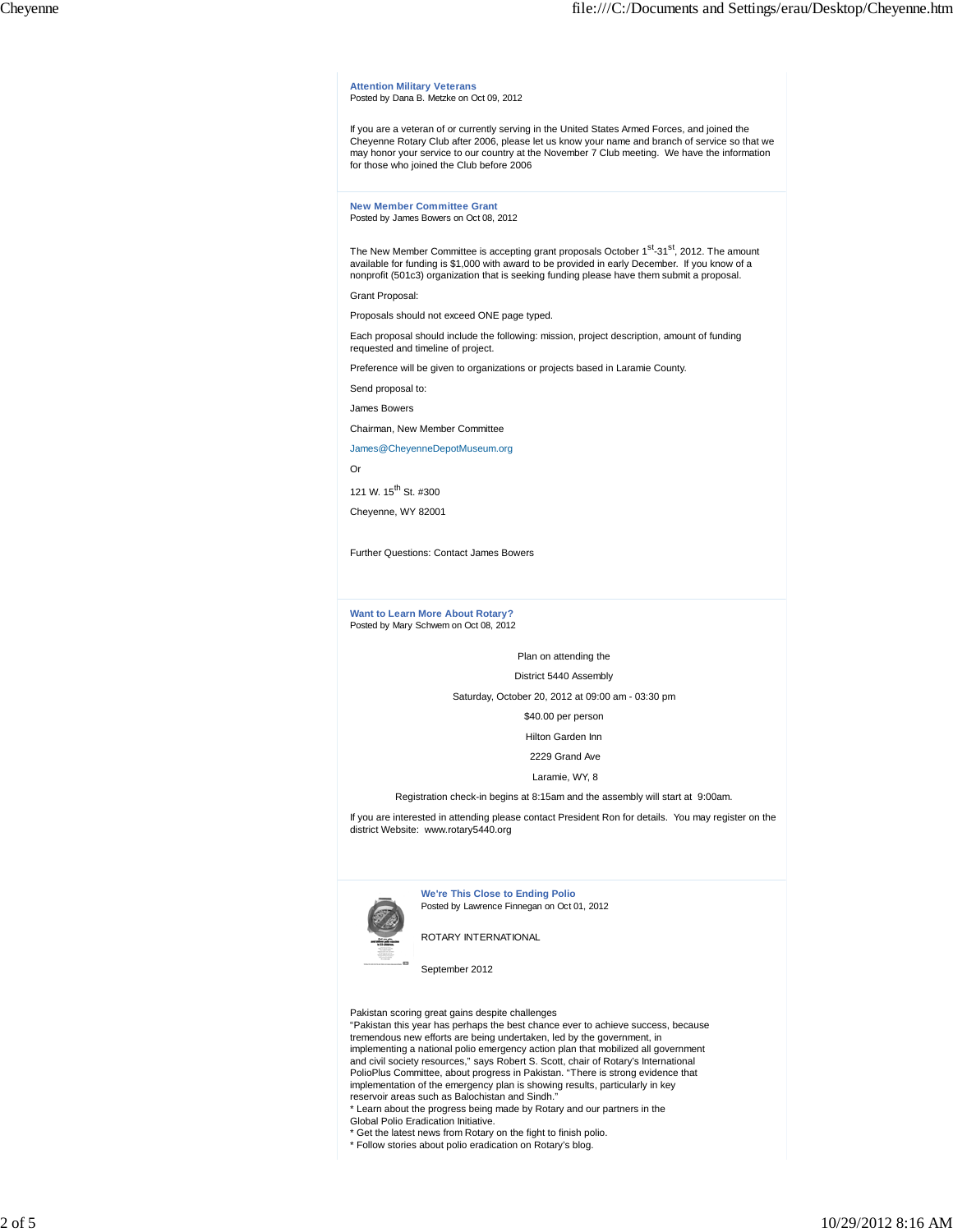### Attention Military Veterans

Posted by Dana B. Metzke on Oct 09, 2012

If you are a veteran of or currently serving in the United States Armed Forces, and joined the Cheyenne Rotary Club after 2006, please let us know your name and branch of service so that we may honor your service to our country at the November 7 Club meeting. We have the information for those who joined the Club before 2006

### New Member Committee Grant

Posted by James Bowers on Oct 08, 2012

The New Member Committee is accepting grant proposals October 1st-31st, 2012. The amount available for funding is $1,000 with award to be provided in early December. If you know of a nonprofit (501c3) organization that is seeking funding please have them submit a proposal.

Grant Proposal:

Proposals should not exceed ONE page typed.

Each proposal should include the following: mission, project description, amount of funding requested and timeline of project.

Preference will be given to organizations or projects based in Laramie County.

Send proposal to:

James Bowers

Chairman, New Member Committee

James@CheyenneDepotMuseum.org

Or

121 W. 15th St. #300

Cheyenne, WY 82001

Further Questions: Contact James Bowers

### Want to Learn More About Rotary?

Posted by Mary Schwem on Oct 08, 2012

Plan on attending the

District 5440 Assembly

Saturday, October 20, 2012 at 09:00 am - 03:30 pm

$40.00 per person

Hilton Garden Inn

2229 Grand Ave

Laramie, WY, 8

Registration check-in begins at 8:15am and the assembly will start at 9:00am.

If you are interested in attending please contact President Ron for details. You may register on the district Website: www.rotary5440.org

### We're This Close to Ending Polio

Posted by Lawrence Finnegan on Oct 01, 2012

ROTARY INTERNATIONAL

September 2012

Pakistan scoring great gains despite challenges
"Pakistan this year has perhaps the best chance ever to achieve success, because tremendous new efforts are being undertaken, led by the government, in implementing a national polio emergency action plan that mobilized all government and civil society resources," says Robert S. Scott, chair of Rotary's International PolioPlus Committee, about progress in Pakistan. "There is strong evidence that implementation of the emergency plan is showing results, particularly in key reservoir areas such as Balochistan and Sindh."

* Learn about the progress being made by Rotary and our partners in the Global Polio Eradication Initiative.
* Get the latest news from Rotary on the fight to finish polio.
* Follow stories about polio eradication on Rotary's blog.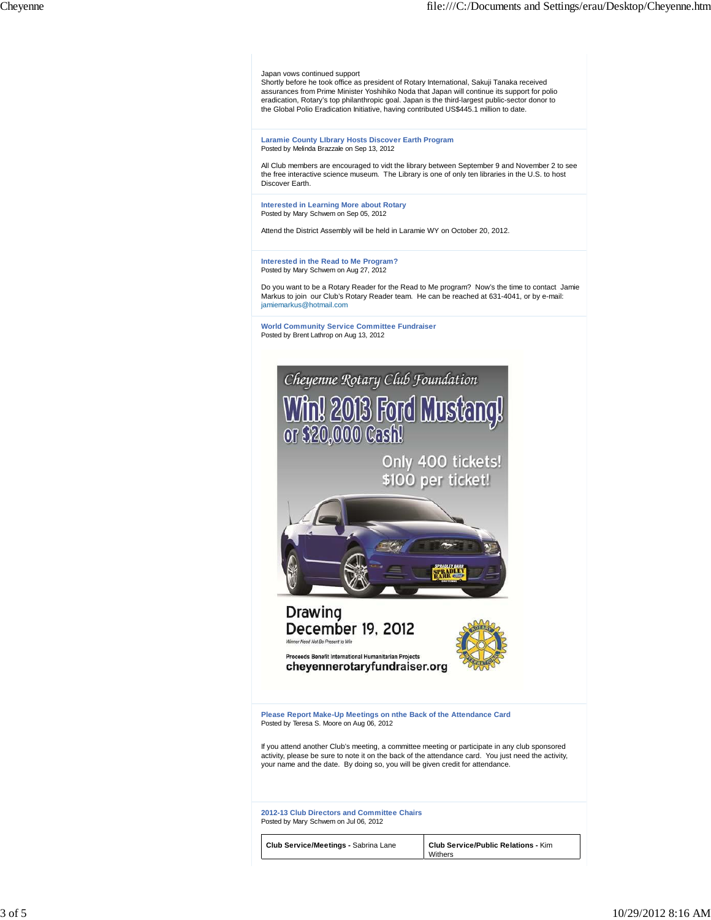Japan vows continued support
Shortly before he took office as president of Rotary International, Sakuji Tanaka received assurances from Prime Minister Yoshihiko Noda that Japan will continue its support for polio eradication, Rotary's top philanthropic goal. Japan is the third-largest public-sector donor to the Global Polio Eradication Initiative, having contributed US$445.1 million to date.

### Laramie County LIbrary Hosts Discover Earth Program

Posted by Melinda Brazzale on Sep 13, 2012

All Club members are encouraged to vidt the library between September 9 and November 2 to see the free interactive science museum. The Library is one of only ten libraries in the U.S. to host Discover Earth.

### Interested in Learning More about Rotary

Posted by Mary Schwem on Sep 05, 2012

Attend the District Assembly will be held in Laramie WY on October 20, 2012.

### Interested in the Read to Me Program?

Posted by Mary Schwem on Aug 27, 2012

Do you want to be a Rotary Reader for the Read to Me program? Now's the time to contact Jamie Markus to join our Club's Rotary Reader team. He can be reached at 631-4041, or by e-mail: jamiemarkus@hotmail.com

### World Community Service Committee Fundraiser

Posted by Brent Lathrop on Aug 13, 2012

Cheyenne Rotary Club Foundation

Win! 2013 Ford Mustang! or $20,000 Cash!

Only 400 tickets! $100 per ticket!

Drawing December 19, 2012

Winner Need Not Be Present to Win

Proceeds Benefit International Humanitarian Projects

cheyennerotaryfundraiser.org

### Please Report Make-Up Meetings on nthe Back of the Attendance Card

Posted by Teresa S. Moore on Aug 06, 2012

If you attend another Club's meeting, a committee meeting or participate in any club sponsored activity, please be sure to note it on the back of the attendance card. You just need the activity, your name and the date. By doing so, you will be given credit for attendance.

### 2012-13 Club Directors and Committee Chairs

Posted by Mary Schwem on Jul 06, 2012

| | |
|---|---|
| **Club Service/Meetings -** Sabrina Lane | **Club Service/Public Relations -** Kim Withers |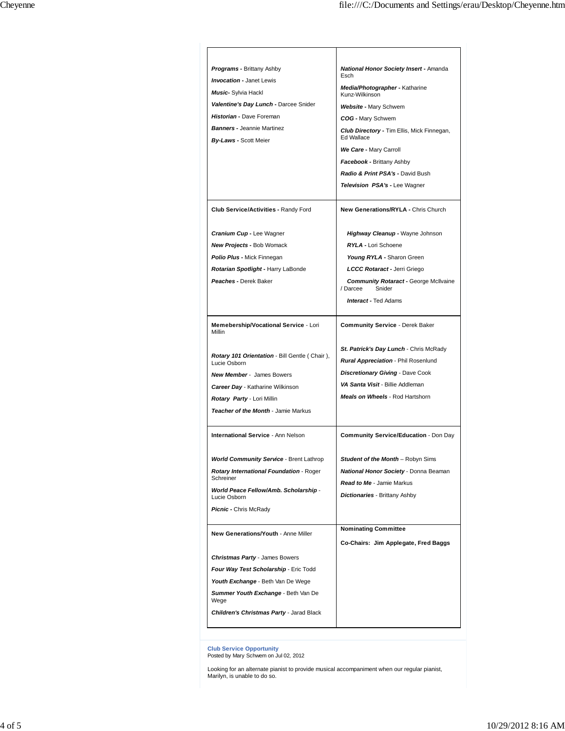| | |
|---|---|
| ***Programs*** **-** Brittany Ashby<br>***Invocation*** **-** Janet Lewis<br>***Music-*** Sylvia Hackl<br>***Valentine's Day Lunch*** **-** Darcee Snider<br>***Historian*** **-** Dave Foreman<br>***Banners*** **-** Jeannie Martinez<br>***By-Laws*** **-** Scott Meier | ***National Honor Society Insert*** **-** Amanda Esch<br>***Media/Photographer*** **-** Katharine Kunz-Wilkinson<br>***Website*** **-** Mary Schwem<br>***COG*** **-** Mary Schwem<br>***Club Directory*** **-** Tim Ellis, Mick Finnegan, Ed Wallace<br>***We Care*** **-** Mary Carroll<br>***Facebook*** **-** Brittany Ashby<br>***Radio & Print PSA's*** **-** David Bush<br>***Television PSA's*** **-** Lee Wagner |
| **Club Service/Activities** - Randy Ford<br><br>***Cranium Cup*** **-** Lee Wagner<br>***New Projects*** **-** Bob Womack<br>***Polio Plus*** **-** Mick Finnegan<br>***Rotarian Spotlight*** **-** Harry LaBonde<br>***Peaches*** **-** Derek Baker | **New Generations/RYLA -** Chris Church<br><br>***Highway Cleanup*** **-** Wayne Johnson<br>***RYLA*** **-** Lori Schoene<br>***Young RYLA*** **-** Sharon Green<br>***LCCC Rotaract*** **-** Jerri Griego<br>***Community Rotaract*** **-** George McIlvaine / Darcee Snider<br>***Interact*** **-** Ted Adams |
| **Memebership/Vocational Service** - Lori Millin<br><br>***Rotary 101 Orientation*** - Bill Gentle ( Chair ), Lucie Osborn<br>***New Member*** - James Bowers<br>***Career Day*** - Katharine Wilkinson<br>***Rotary Party*** - Lori Millin<br>***Teacher of the Month*** - Jamie Markus | **Community Service** - Derek Baker<br><br>***St. Patrick's Day Lunch*** - Chris McRady<br>***Rural Appreciation*** - Phil Rosenlund<br>***Discretionary Giving*** - Dave Cook<br>***VA Santa Visit*** - Billie Addleman<br>***Meals on Wheels*** - Rod Hartshorn |
| **International Service** - Ann Nelson<br><br>***World Community Service*** - Brent Lathrop<br>***Rotary International Foundation*** - Roger Schreiner<br>***World Peace Fellow/Amb. Scholarship*** - Lucie Osborn<br>***Picnic*** **-** Chris McRady | **Community Service/Education** - Don Day<br><br>***Student of the Month*** – Robyn Sims<br>***National Honor Society*** - Donna Beaman<br>***Read to Me*** - Jamie Markus<br>***Dictionaries*** - Brittany Ashby |
| **New Generations/Youth** - Anne Miller<br><br>***Christmas Party*** - James Bowers<br>***Four Way Test Scholarship*** - Eric Todd<br>***Youth Exchange*** - Beth Van De Wege<br>***Summer Youth Exchange*** - Beth Van De Wege<br>***Children's Christmas Party*** - Jarad Black | **Nominating Committee**<br><br>**Co-Chairs: Jim Applegate, Fred Baggs** |

**Club Service Opportunity**
Posted by Mary Schwem on Jul 02, 2012

Looking for an alternate pianist to provide musical accompaniment when our regular pianist, Marilyn, is unable to do so.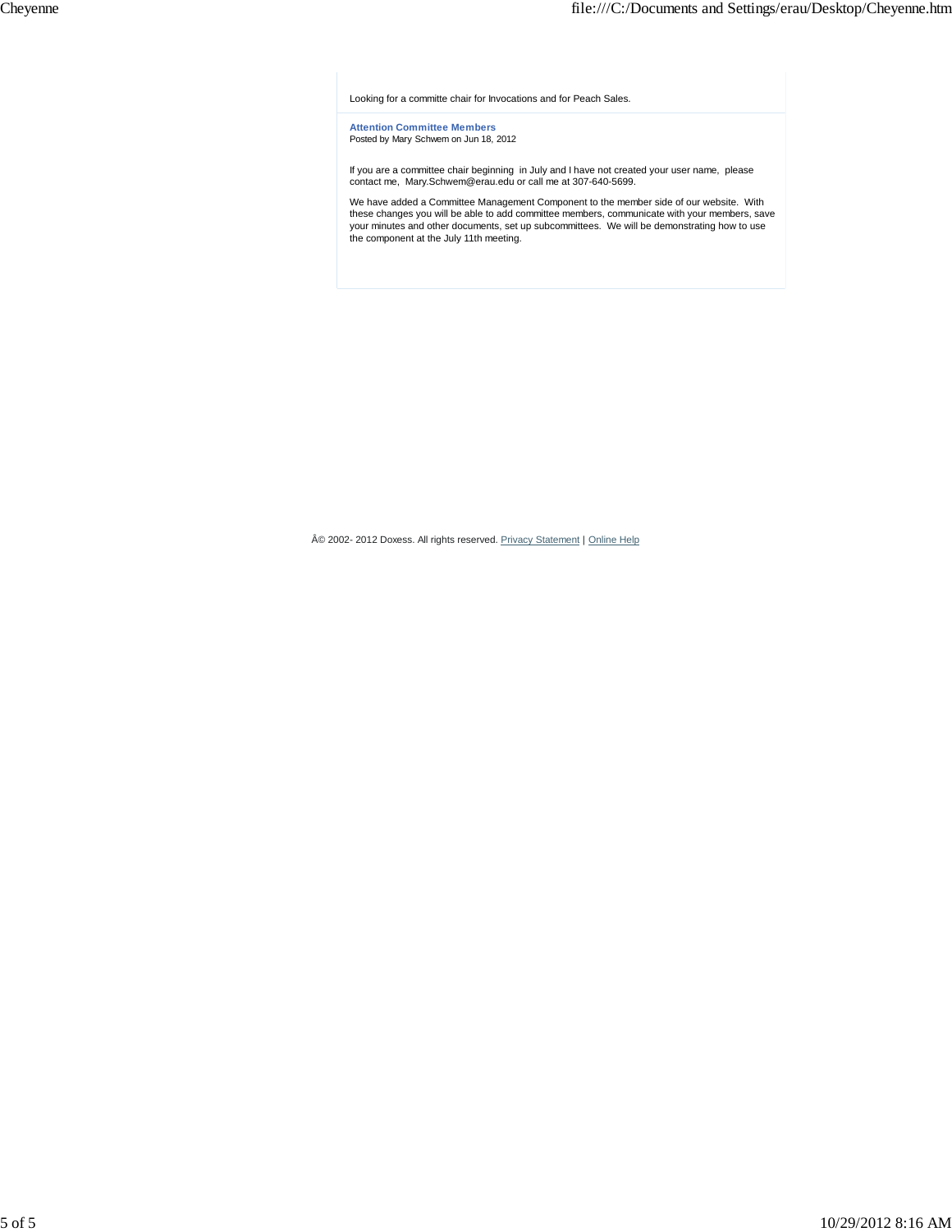Looking for a committe chair for Invocations and for Peach Sales.

**Attention Committee Members**
Posted by Mary Schwem on Jun 18, 2012

If you are a committee chair beginning in July and I have not created your user name, please contact me, Mary.Schwem@erau.edu or call me at 307-640-5699.

We have added a Committee Management Component to the member side of our website. With these changes you will be able to add committee members, communicate with your members, save your minutes and other documents, set up subcommittees. We will be demonstrating how to use the component at the July 11th meeting.

Â© 2002- 2012 Doxess. All rights reserved. Privacy Statement | Online Help